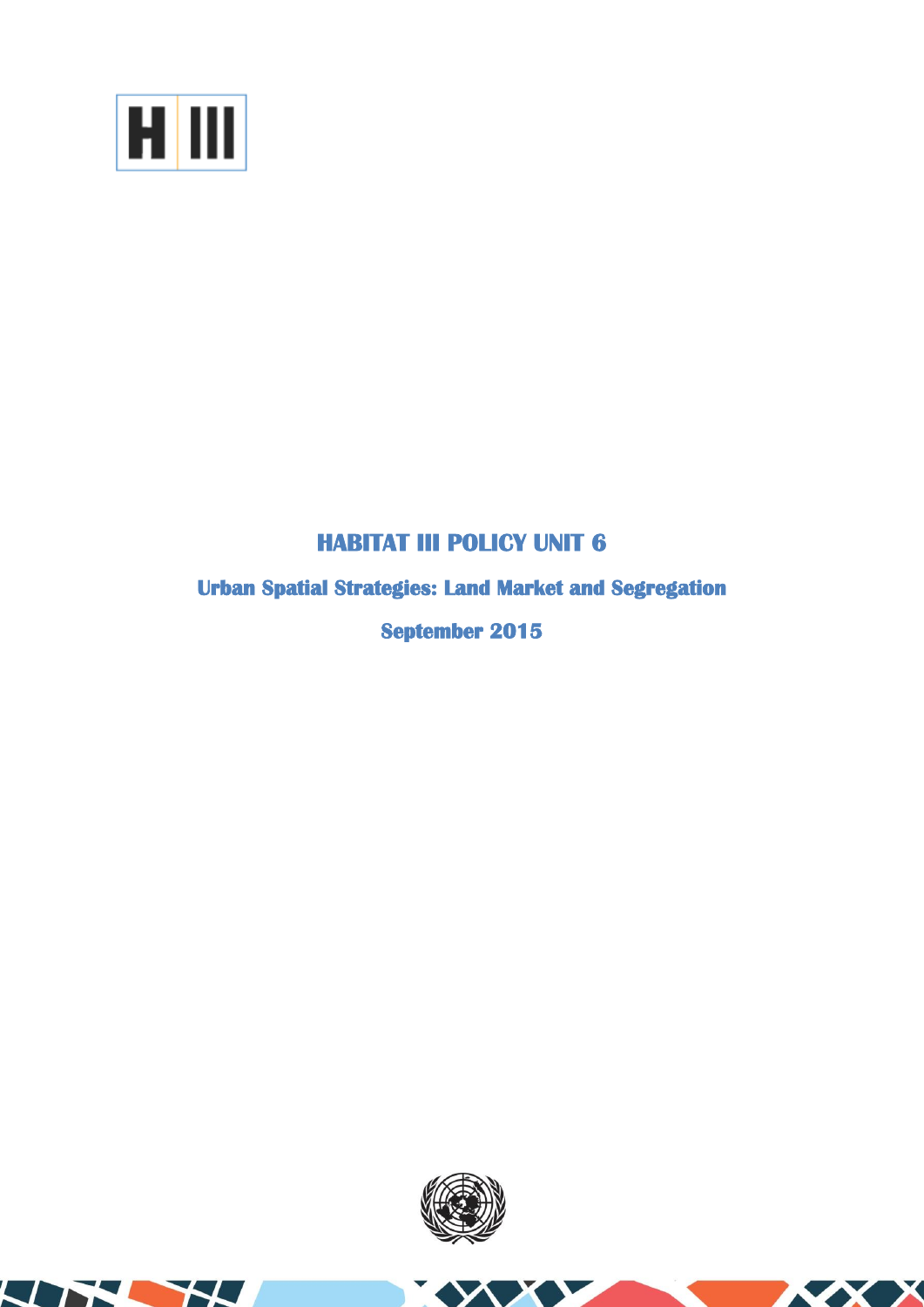# HABITAT III POLICY UNIT 6

## Urban Spatial Strategies: Land Market and Segregation

## September 2015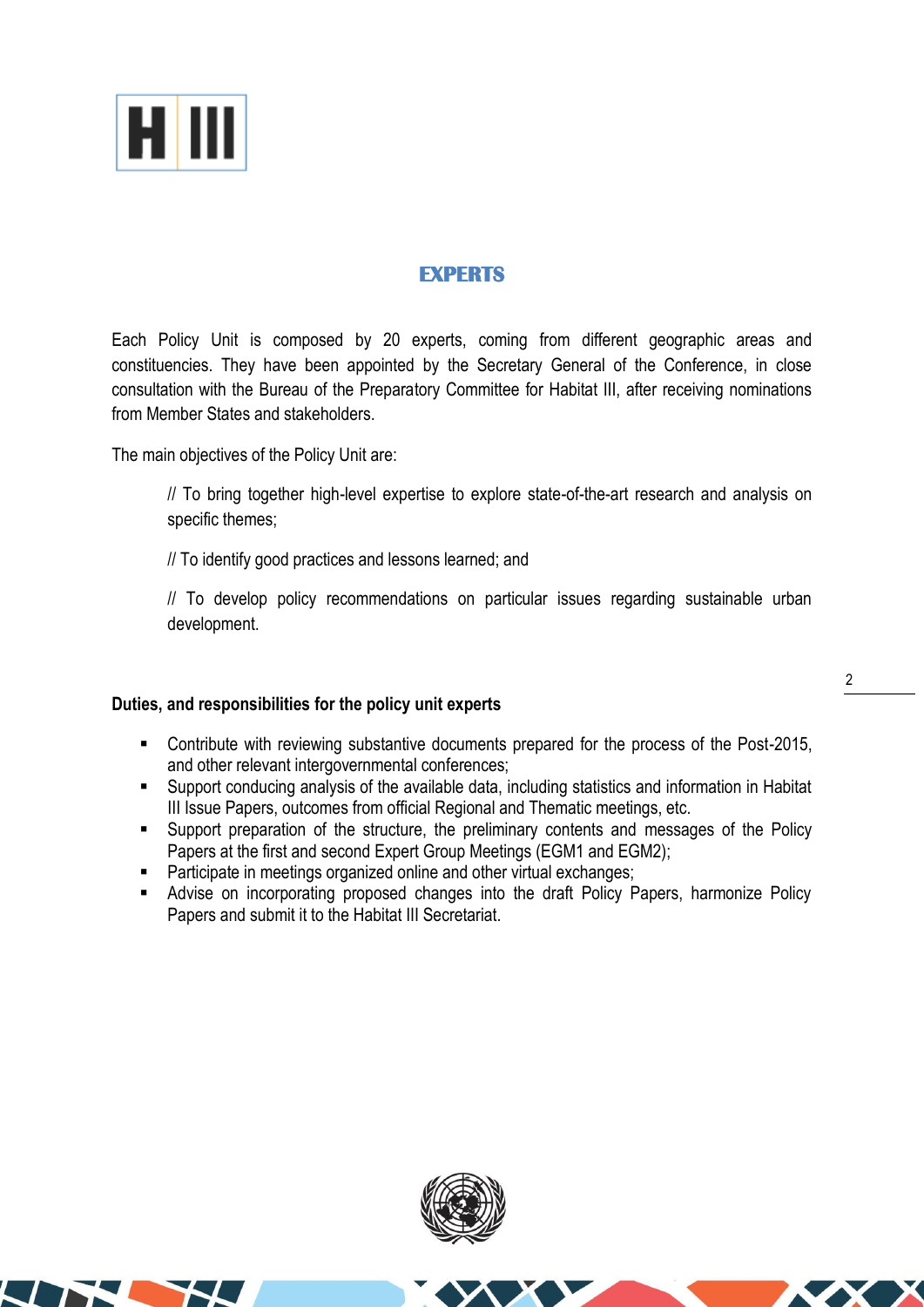## EXPERTS

Each Policy Unit is composed by 20 experts, coming from different geographic areas and constituencies. They have been appointed by the Secretary General of the Conference, in close consultation with the Bureau of the Preparatory Committee for Habitat III, after receiving nominations from Member States and stakeholders.

The main objectives of the Policy Unit are:

// To bring together high-level expertise to explore state-of-the-art research and analysis on specific themes;

// To identify good practices and lessons learned; and

// To develop policy recommendations on particular issues regarding sustainable urban development.

**Duties, and responsibilities for the policy unit experts**

- Contribute with reviewing substantive documents prepared for the process of the Post-2015, and other relevant intergovernmental conferences;
- Support conducing analysis of the available data, including statistics and information in Habitat III Issue Papers, outcomes from official Regional and Thematic meetings, etc.
- Support preparation of the structure, the preliminary contents and messages of the Policy Papers at the first and second Expert Group Meetings (EGM1 and EGM2);
- Participate in meetings organized online and other virtual exchanges;
- Advise on incorporating proposed changes into the draft Policy Papers, harmonize Policy Papers and submit it to the Habitat III Secretariat.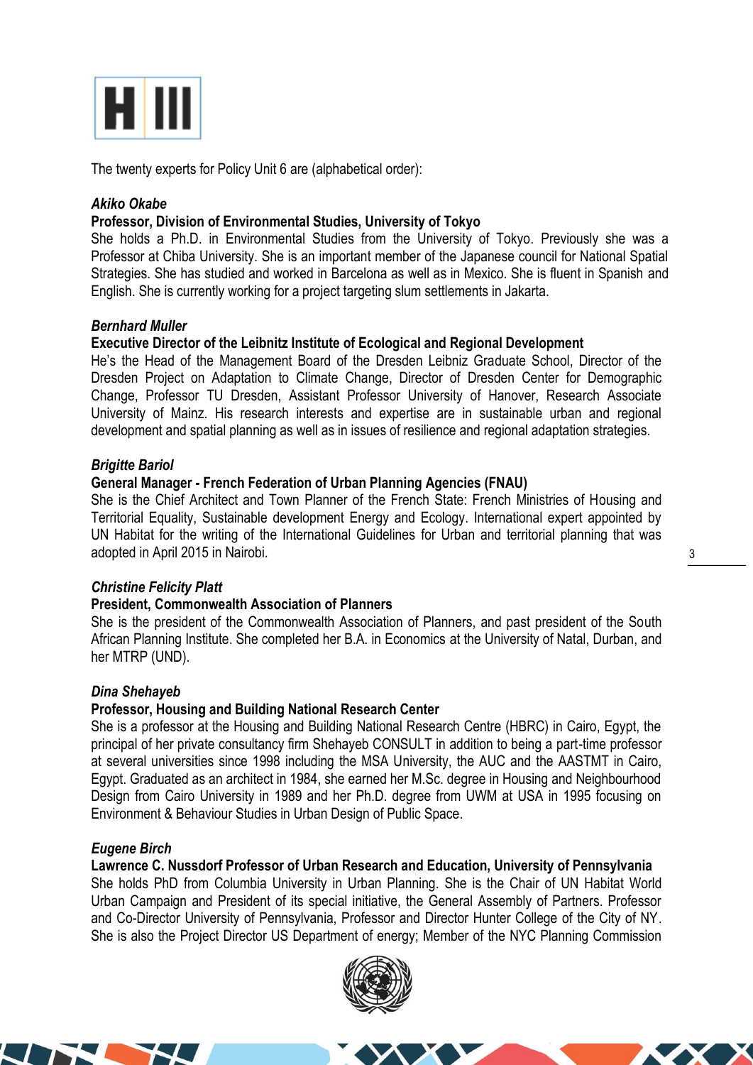The twenty experts for Policy Unit 6 are (alphabetical order):

***Akiko Okabe***

**Professor, Division of Environmental Studies, University of Tokyo**

She holds a Ph.D. in Environmental Studies from the University of Tokyo. Previously she was a Professor at Chiba University. She is an important member of the Japanese council for National Spatial Strategies. She has studied and worked in Barcelona as well as in Mexico. She is fluent in Spanish and English. She is currently working for a project targeting slum settlements in Jakarta.

***Bernhard Muller***

**Executive Director of the Leibnitz Institute of Ecological and Regional Development**

He's the Head of the Management Board of the Dresden Leibniz Graduate School, Director of the Dresden Project on Adaptation to Climate Change, Director of Dresden Center for Demographic Change, Professor TU Dresden, Assistant Professor University of Hanover, Research Associate University of Mainz. His research interests and expertise are in sustainable urban and regional development and spatial planning as well as in issues of resilience and regional adaptation strategies.

***Brigitte Bariol***

**General Manager - French Federation of Urban Planning Agencies (FNAU)**

She is the Chief Architect and Town Planner of the French State: French Ministries of Housing and Territorial Equality, Sustainable development Energy and Ecology. International expert appointed by UN Habitat for the writing of the International Guidelines for Urban and territorial planning that was adopted in April 2015 in Nairobi.

***Christine Felicity Platt***

**President, Commonwealth Association of Planners**

She is the president of the Commonwealth Association of Planners, and past president of the South African Planning Institute. She completed her B.A. in Economics at the University of Natal, Durban, and her MTRP (UND).

***Dina Shehayeb***

**Professor, Housing and Building National Research Center**

She is a professor at the Housing and Building National Research Centre (HBRC) in Cairo, Egypt, the principal of her private consultancy firm Shehayeb CONSULT in addition to being a part-time professor at several universities since 1998 including the MSA University, the AUC and the AASTMT in Cairo, Egypt. Graduated as an architect in 1984, she earned her M.Sc. degree in Housing and Neighbourhood Design from Cairo University in 1989 and her Ph.D. degree from UWM at USA in 1995 focusing on Environment & Behaviour Studies in Urban Design of Public Space.

***Eugene Birch***

**Lawrence C. Nussdorf Professor of Urban Research and Education, University of Pensylvania**

She holds PhD from Columbia University in Urban Planning. She is the Chair of UN Habitat World Urban Campaign and President of its special initiative, the General Assembly of Partners. Professor and Co-Director University of Pennsylvania, Professor and Director Hunter College of the City of NY. She is also the Project Director US Department of energy; Member of the NYC Planning Commission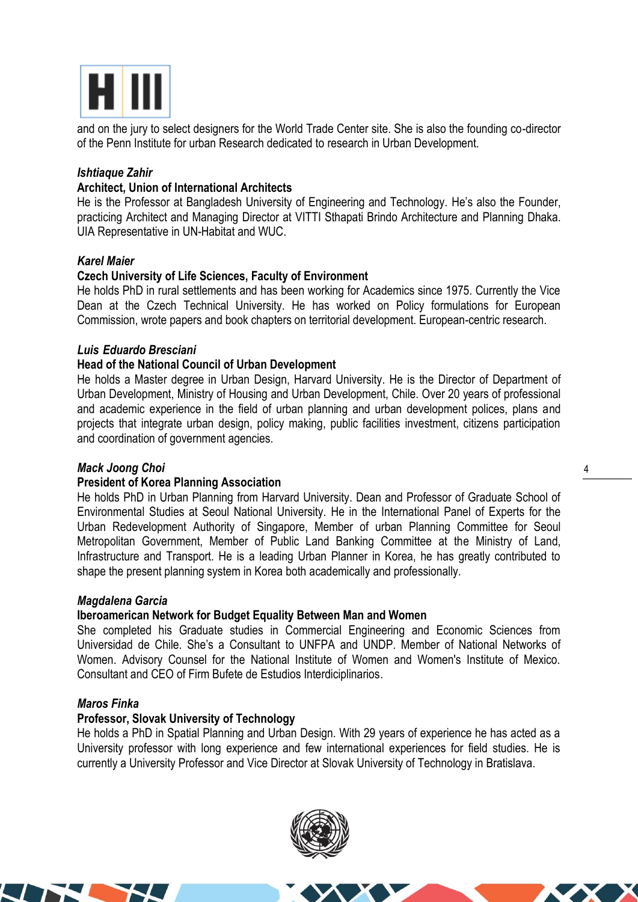and on the jury to select designers for the World Trade Center site. She is also the founding co-director of the Penn Institute for urban Research dedicated to research in Urban Development.

***Ishtiaque Zahir***
**Architect, Union of International Architects**
He is the Professor at Bangladesh University of Engineering and Technology. He's also the Founder, practicing Architect and Managing Director at VITTI Sthapati Brindo Architecture and Planning Dhaka. UIA Representative in UN-Habitat and WUC.

***Karel Maier***
**Czech University of Life Sciences, Faculty of Environment**
He holds PhD in rural settlements and has been working for Academics since 1975. Currently the Vice Dean at the Czech Technical University. He has worked on Policy formulations for European Commission, wrote papers and book chapters on territorial development. European-centric research.

***Luis Eduardo Bresciani***
**Head of the National Council of Urban Development**
He holds a Master degree in Urban Design, Harvard University. He is the Director of Department of Urban Development, Ministry of Housing and Urban Development, Chile. Over 20 years of professional and academic experience in the field of urban planning and urban development polices, plans and projects that integrate urban design, policy making, public facilities investment, citizens participation and coordination of government agencies.

***Mack Joong Choi***
**President of Korea Planning Association**
He holds PhD in Urban Planning from Harvard University. Dean and Professor of Graduate School of Environmental Studies at Seoul National University. He in the International Panel of Experts for the Urban Redevelopment Authority of Singapore, Member of urban Planning Committee for Seoul Metropolitan Government, Member of Public Land Banking Committee at the Ministry of Land, Infrastructure and Transport. He is a leading Urban Planner in Korea, he has greatly contributed to shape the present planning system in Korea both academically and professionally.

***Magdalena Garcia***
**Iberoamerican Network for Budget Equality Between Man and Women**
She completed his Graduate studies in Commercial Engineering and Economic Sciences from Universidad de Chile. She's a Consultant to UNFPA and UNDP. Member of National Networks of Women. Advisory Counsel for the National Institute of Women and Women's Institute of Mexico. Consultant and CEO of Firm Bufete de Estudios Interdiciplinarios.

***Maros Finka***
**Professor, Slovak University of Technology**
He holds a PhD in Spatial Planning and Urban Design. With 29 years of experience he has acted as a University professor with long experience and few international experiences for field studies. He is currently a University Professor and Vice Director at Slovak University of Technology in Bratislava.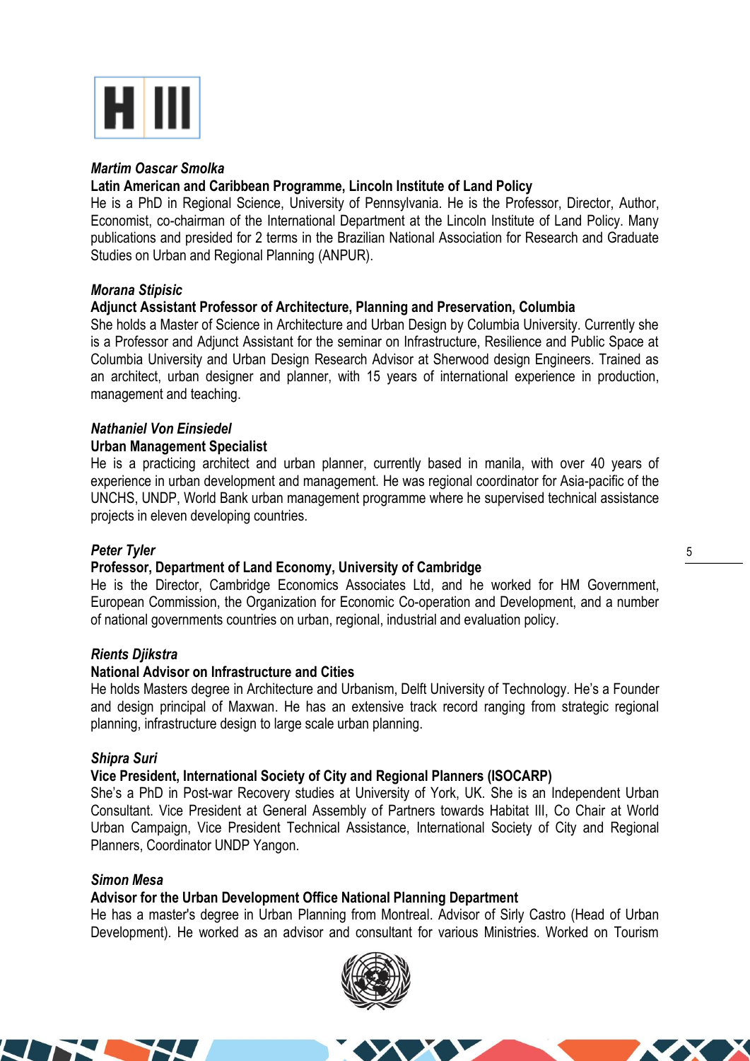***Martim Oascar Smolka***

**Latin American and Caribbean Programme, Lincoln Institute of Land Policy**

He is a PhD in Regional Science, University of Pennsylvania. He is the Professor, Director, Author, Economist, co-chairman of the International Department at the Lincoln Institute of Land Policy. Many publications and presided for 2 terms in the Brazilian National Association for Research and Graduate Studies on Urban and Regional Planning (ANPUR).

***Morana Stipisic***

**Adjunct Assistant Professor of Architecture, Planning and Preservation, Columbia**

She holds a Master of Science in Architecture and Urban Design by Columbia University. Currently she is a Professor and Adjunct Assistant for the seminar on Infrastructure, Resilience and Public Space at Columbia University and Urban Design Research Advisor at Sherwood design Engineers. Trained as an architect, urban designer and planner, with 15 years of international experience in production, management and teaching.

***Nathaniel Von Einsiedel***

**Urban Management Specialist**

He is a practicing architect and urban planner, currently based in manila, with over 40 years of experience in urban development and management. He was regional coordinator for Asia-pacific of the UNCHS, UNDP, World Bank urban management programme where he supervised technical assistance projects in eleven developing countries.

***Peter Tyler***

**Professor, Department of Land Economy, University of Cambridge**

He is the Director, Cambridge Economics Associates Ltd, and he worked for HM Government, European Commission, the Organization for Economic Co-operation and Development, and a number of national governments countries on urban, regional, industrial and evaluation policy.

***Rients Djikstra***

**National Advisor on Infrastructure and Cities**

He holds Masters degree in Architecture and Urbanism, Delft University of Technology. He's a Founder and design principal of Maxwan. He has an extensive track record ranging from strategic regional planning, infrastructure design to large scale urban planning.

***Shipra Suri***

**Vice President, International Society of City and Regional Planners (ISOCARP)**

She's a PhD in Post-war Recovery studies at University of York, UK. She is an Independent Urban Consultant. Vice President at General Assembly of Partners towards Habitat III, Co Chair at World Urban Campaign, Vice President Technical Assistance, International Society of City and Regional Planners, Coordinator UNDP Yangon.

***Simon Mesa***

**Advisor for the Urban Development Office National Planning Department**

He has a master's degree in Urban Planning from Montreal. Advisor of Sirly Castro (Head of Urban Development). He worked as an advisor and consultant for various Ministries. Worked on Tourism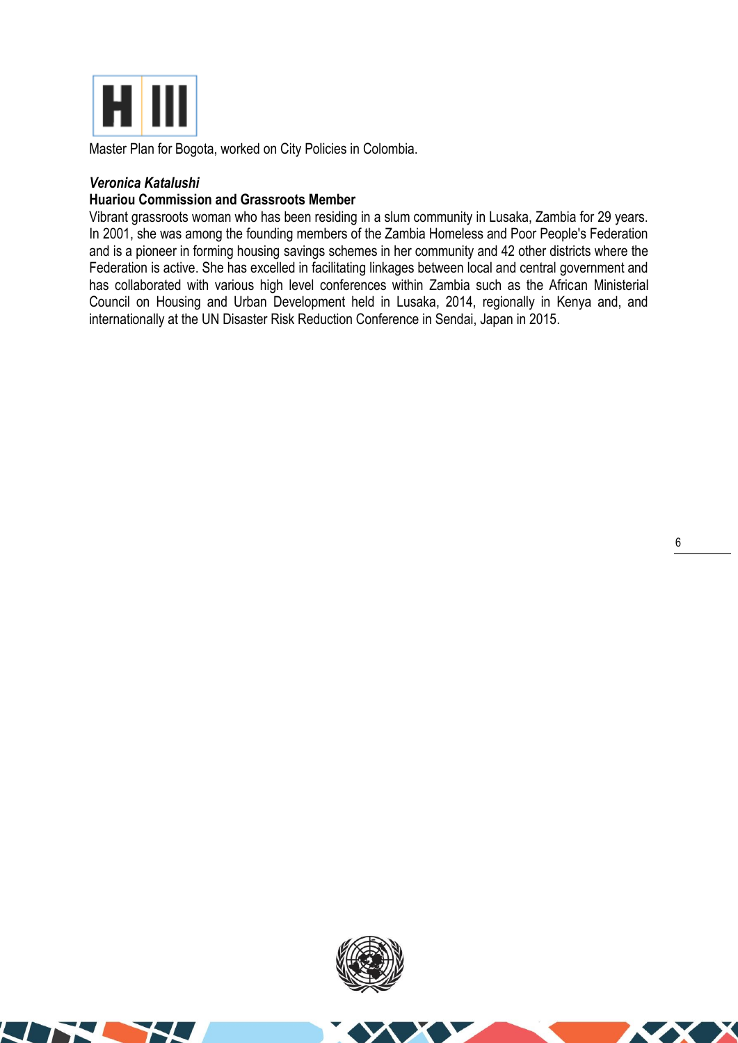Master Plan for Bogota, worked on City Policies in Colombia.

***Veronica Katalushi***

**Huariou Commission and Grassroots Member**

Vibrant grassroots woman who has been residing in a slum community in Lusaka, Zambia for 29 years. In 2001, she was among the founding members of the Zambia Homeless and Poor People's Federation and is a pioneer in forming housing savings schemes in her community and 42 other districts where the Federation is active. She has excelled in facilitating linkages between local and central government and has collaborated with various high level conferences within Zambia such as the African Ministerial Council on Housing and Urban Development held in Lusaka, 2014, regionally in Kenya and, and internationally at the UN Disaster Risk Reduction Conference in Sendai, Japan in 2015.